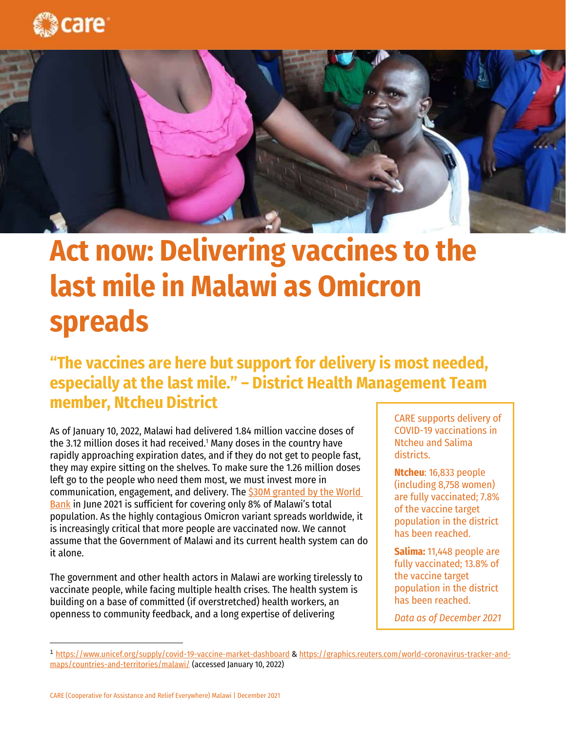# Act now: Delivering vaccines to the last mile in Malawi as Omicron spreads

## "The vaccines are here but support for delivery is most needed, especially at the last mile." – District Health Management Team member, Ntcheu District

As of January 10, 2022, Malawi had delivered 1.84 million vaccine doses of the 3.12 million doses it had received.[1] Many doses in the country have rapidly approaching expiration dates, and if they do not get to people fast, they may expire sitting on the shelves. To make sure the 1.26 million doses left go to the people who need them most, we must invest more in communication, engagement, and delivery. The [$30M granted by the World Bank] in June 2021 is sufficient for covering only 8% of Malawi's total population. As the highly contagious Omicron variant spreads worldwide, it is increasingly critical that more people are vaccinated now. We cannot assume that the Government of Malawi and its current health system can do it alone.

The government and other health actors in Malawi are working tirelessly to vaccinate people, while facing multiple health crises. The health system is building on a base of committed (if overstretched) health workers, an openness to community feedback, and a long expertise of delivering

> CARE supports delivery of COVID-19 vaccinations in Ntcheu and Salima districts.
>
> **Ntcheu**: 16,833 people (including 8,758 women) are fully vaccinated; 7.8% of the vaccine target population in the district has been reached.
>
> **Salima:** 11,448 people are fully vaccinated; 13.8% of the vaccine target population in the district has been reached.
>
> *Data as of December 2021*

[1] https://www.unicef.org/supply/covid-19-vaccine-market-dashboard & https://graphics.reuters.com/world-coronavirus-tracker-and-maps/countries-and-territories/malawi/ (accessed January 10, 2022)

CARE (Cooperative for Assistance and Relief Everywhere) Malawi | December 2021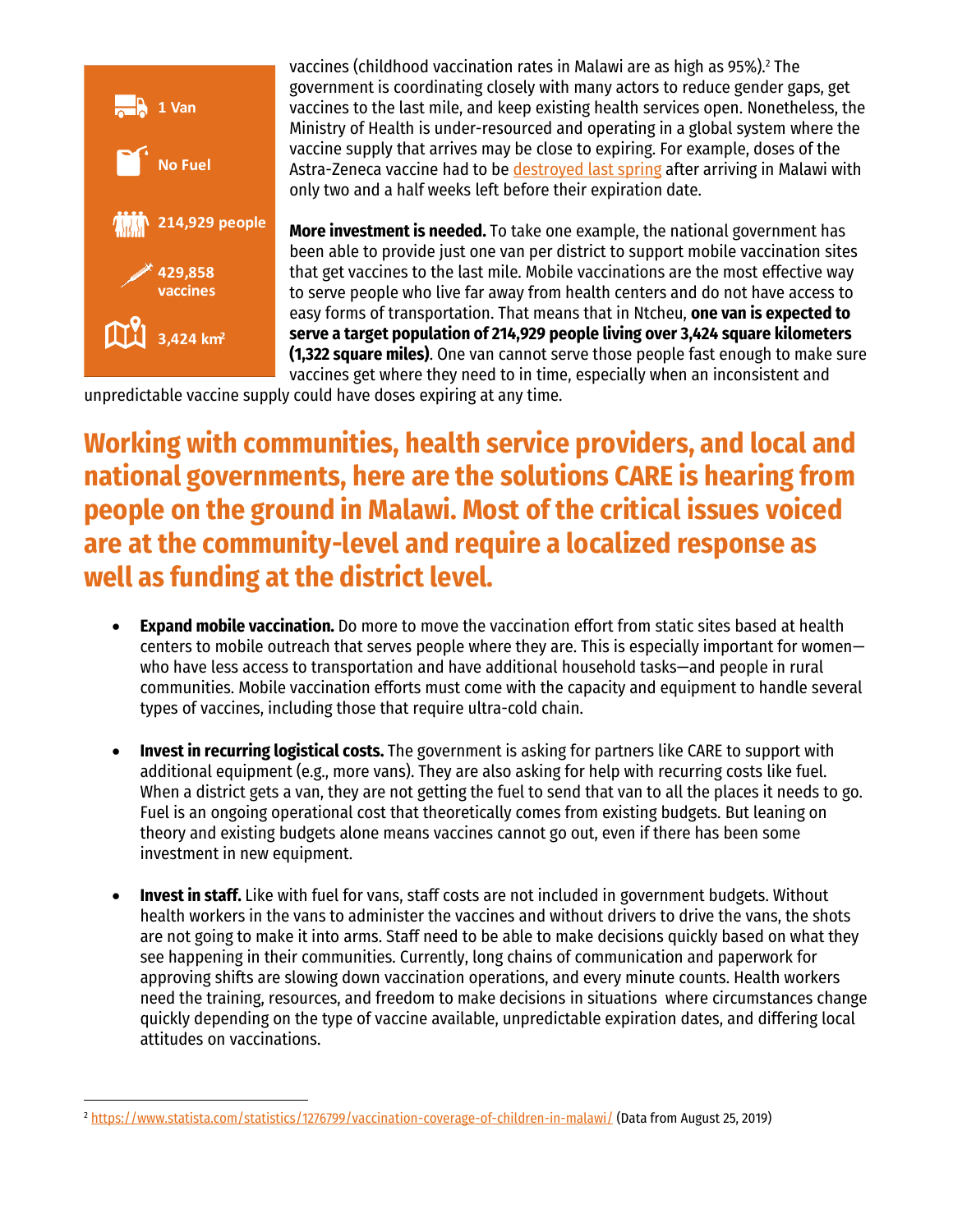- 1 Van
- No Fuel
- 214,929 people
- 429,858 vaccines
- 3,424 km[2]

vaccines (childhood vaccination rates in Malawi are as high as 95%).[2] The government is coordinating closely with many actors to reduce gender gaps, get vaccines to the last mile, and keep existing health services open. Nonetheless, the Ministry of Health is under-resourced and operating in a global system where the vaccine supply that arrives may be close to expiring. For example, doses of the Astra-Zeneca vaccine had to be destroyed last spring after arriving in Malawi with only two and a half weeks left before their expiration date.

**More investment is needed.** To take one example, the national government has been able to provide just one van per district to support mobile vaccination sites that get vaccines to the last mile. Mobile vaccinations are the most effective way to serve people who live far away from health centers and do not have access to easy forms of transportation. That means that in Ntcheu, **one van is expected to serve a target population of 214,929 people living over 3,424 square kilometers (1,322 square miles)**. One van cannot serve those people fast enough to make sure vaccines get where they need to in time, especially when an inconsistent and unpredictable vaccine supply could have doses expiring at any time.

## Working with communities, health service providers, and local and national governments, here are the solutions CARE is hearing from people on the ground in Malawi. Most of the critical issues voiced are at the community-level and require a localized response as well as funding at the district level.

- **Expand mobile vaccination.** Do more to move the vaccination effort from static sites based at health centers to mobile outreach that serves people where they are. This is especially important for women—who have less access to transportation and have additional household tasks—and people in rural communities. Mobile vaccination efforts must come with the capacity and equipment to handle several types of vaccines, including those that require ultra-cold chain.

- **Invest in recurring logistical costs.** The government is asking for partners like CARE to support with additional equipment (e.g., more vans). They are also asking for help with recurring costs like fuel. When a district gets a van, they are not getting the fuel to send that van to all the places it needs to go. Fuel is an ongoing operational cost that theoretically comes from existing budgets. But leaning on theory and existing budgets alone means vaccines cannot go out, even if there has been some investment in new equipment.

- **Invest in staff.** Like with fuel for vans, staff costs are not included in government budgets. Without health workers in the vans to administer the vaccines and without drivers to drive the vans, the shots are not going to make it into arms. Staff need to be able to make decisions quickly based on what they see happening in their communities. Currently, long chains of communication and paperwork for approving shifts are slowing down vaccination operations, and every minute counts. Health workers need the training, resources, and freedom to make decisions in situations where circumstances change quickly depending on the type of vaccine available, unpredictable expiration dates, and differing local attitudes on vaccinations.

[2] https://www.statista.com/statistics/1276799/vaccination-coverage-of-children-in-malawi/ (Data from August 25, 2019)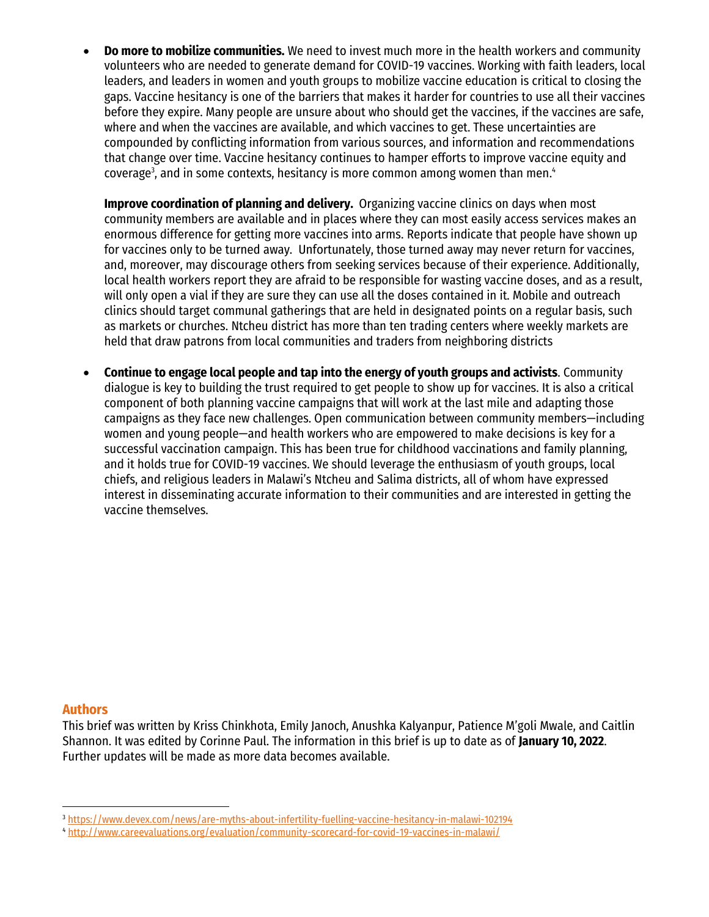- **Do more to mobilize communities.** We need to invest much more in the health workers and community volunteers who are needed to generate demand for COVID-19 vaccines. Working with faith leaders, local leaders, and leaders in women and youth groups to mobilize vaccine education is critical to closing the gaps. Vaccine hesitancy is one of the barriers that makes it harder for countries to use all their vaccines before they expire. Many people are unsure about who should get the vaccines, if the vaccines are safe, where and when the vaccines are available, and which vaccines to get. These uncertainties are compounded by conflicting information from various sources, and information and recommendations that change over time. Vaccine hesitancy continues to hamper efforts to improve vaccine equity and coverage[3], and in some contexts, hesitancy is more common among women than men.[4]

  **Improve coordination of planning and delivery.** Organizing vaccine clinics on days when most community members are available and in places where they can most easily access services makes an enormous difference for getting more vaccines into arms. Reports indicate that people have shown up for vaccines only to be turned away. Unfortunately, those turned away may never return for vaccines, and, moreover, may discourage others from seeking services because of their experience. Additionally, local health workers report they are afraid to be responsible for wasting vaccine doses, and as a result, will only open a vial if they are sure they can use all the doses contained in it. Mobile and outreach clinics should target communal gatherings that are held in designated points on a regular basis, such as markets or churches. Ntcheu district has more than ten trading centers where weekly markets are held that draw patrons from local communities and traders from neighboring districts

- **Continue to engage local people and tap into the energy of youth groups and activists**. Community dialogue is key to building the trust required to get people to show up for vaccines. It is also a critical component of both planning vaccine campaigns that will work at the last mile and adapting those campaigns as they face new challenges. Open communication between community members—including women and young people—and health workers who are empowered to make decisions is key for a successful vaccination campaign. This has been true for childhood vaccinations and family planning, and it holds true for COVID-19 vaccines. We should leverage the enthusiasm of youth groups, local chiefs, and religious leaders in Malawi's Ntcheu and Salima districts, all of whom have expressed interest in disseminating accurate information to their communities and are interested in getting the vaccine themselves.

## Authors

This brief was written by Kriss Chinkhota, Emily Janoch, Anushka Kalyanpur, Patience M'goli Mwale, and Caitlin Shannon. It was edited by Corinne Paul. The information in this brief is up to date as of **January 10, 2022**. Further updates will be made as more data becomes available.

---

[3] https://www.devex.com/news/are-myths-about-infertility-fuelling-vaccine-hesitancy-in-malawi-102194

[4] http://www.careevaluations.org/evaluation/community-scorecard-for-covid-19-vaccines-in-malawi/